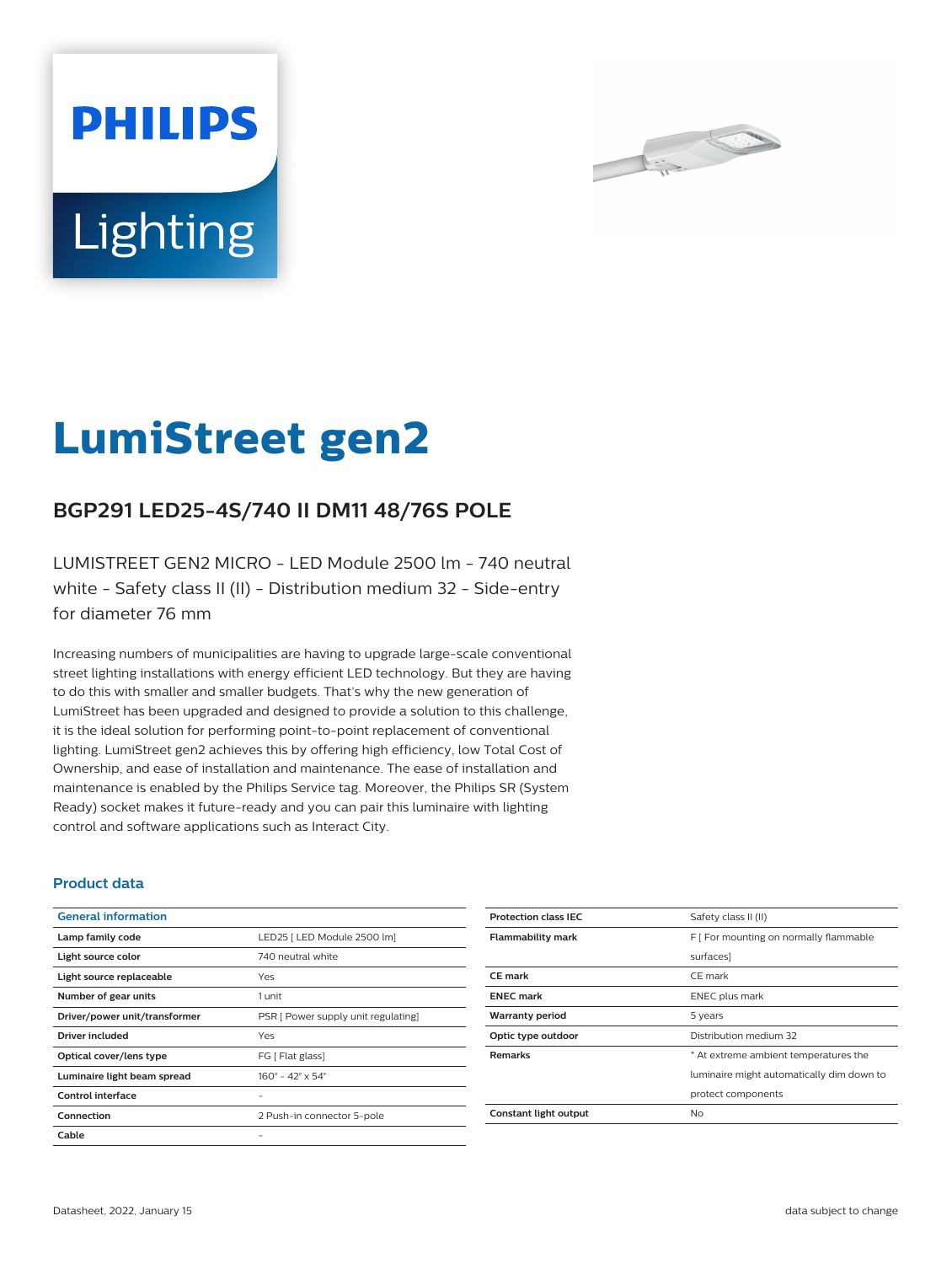# LumiStreet gen2

## BGP291 LED25-4S/740 II DM11 48/76S POLE

LUMISTREET GEN2 MICRO - LED Module 2500 lm - 740 neutral white - Safety class II (II) - Distribution medium 32 - Side-entry for diameter 76 mm

Increasing numbers of municipalities are having to upgrade large-scale conventional street lighting installations with energy efficient LED technology. But they are having to do this with smaller and smaller budgets. That's why the new generation of LumiStreet has been upgraded and designed to provide a solution to this challenge, it is the ideal solution for performing point-to-point replacement of conventional lighting. LumiStreet gen2 achieves this by offering high efficiency, low Total Cost of Ownership, and ease of installation and maintenance. The ease of installation and maintenance is enabled by the Philips Service tag. Moreover, the Philips SR (System Ready) socket makes it future-ready and you can pair this luminaire with lighting control and software applications such as Interact City.

### Product data

| General information | |
|---|---|
| Lamp family code | LED25 [ LED Module 2500 lm] |
| Light source color | 740 neutral white |
| Light source replaceable | Yes |
| Number of gear units | 1 unit |
| Driver/power unit/transformer | PSR [ Power supply unit regulating] |
| Driver included | Yes |
| Optical cover/lens type | FG [ Flat glass] |
| Luminaire light beam spread | 160° - 42° x 54° |
| Control interface | - |
| Connection | 2 Push-in connector 5-pole |
| Cable | - |
| Protection class IEC | Safety class II (II) |
| Flammability mark | F [ For mounting on normally flammable surfaces] |
| CE mark | CE mark |
| ENEC mark | ENEC plus mark |
| Warranty period | 5 years |
| Optic type outdoor | Distribution medium 32 |
| Remarks | * At extreme ambient temperatures the luminaire might automatically dim down to protect components |
| Constant light output | No |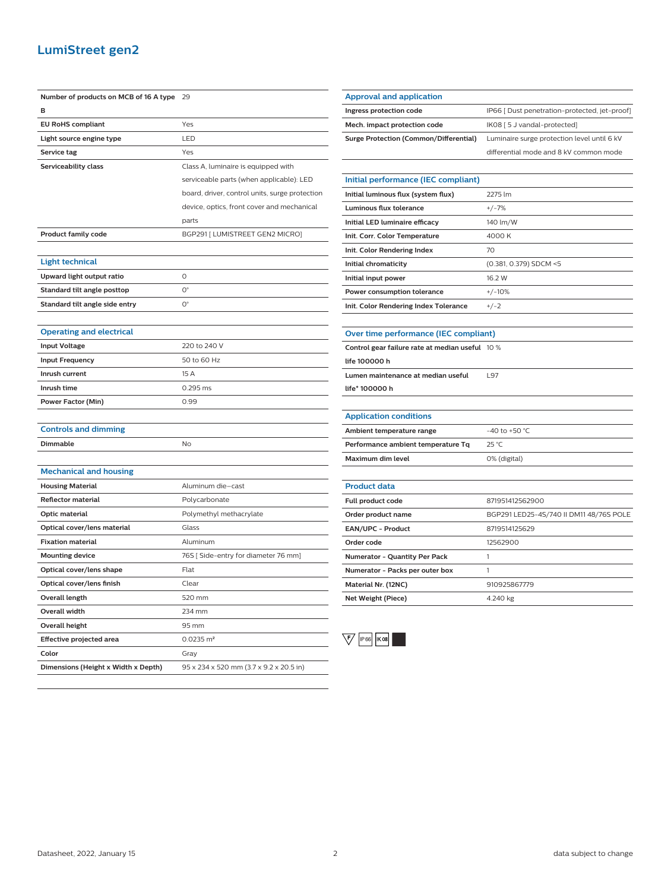## LumiStreet gen2

| | |
|---|---|
| **Number of products on MCB of 16 A type B** | 29 |
| **EU RoHS compliant** | Yes |
| **Light source engine type** | LED |
| **Service tag** | Yes |
| **Serviceability class** | Class A, luminaire is equipped with serviceable parts (when applicable): LED board, driver, control units, surge protection device, optics, front cover and mechanical parts |
| **Product family code** | BGP291 [ LUMISTREET GEN2 MICRO] |

### Light technical

| | |
|---|---|
| **Upward light output ratio** | 0 |
| **Standard tilt angle posttop** | 0° |
| **Standard tilt angle side entry** | 0° |

### Operating and electrical

| | |
|---|---|
| **Input Voltage** | 220 to 240 V |
| **Input Frequency** | 50 to 60 Hz |
| **Inrush current** | 15 A |
| **Inrush time** | 0.295 ms |
| **Power Factor (Min)** | 0.99 |

### Controls and dimming

| | |
|---|---|
| **Dimmable** | No |

### Mechanical and housing

| | |
|---|---|
| **Housing Material** | Aluminum die-cast |
| **Reflector material** | Polycarbonate |
| **Optic material** | Polymethyl methacrylate |
| **Optical cover/lens material** | Glass |
| **Fixation material** | Aluminum |
| **Mounting device** | 76S [ Side-entry for diameter 76 mm] |
| **Optical cover/lens shape** | Flat |
| **Optical cover/lens finish** | Clear |
| **Overall length** | 520 mm |
| **Overall width** | 234 mm |
| **Overall height** | 95 mm |
| **Effective projected area** | 0.0235 m² |
| **Color** | Gray |
| **Dimensions (Height x Width x Depth)** | 95 x 234 x 520 mm (3.7 x 9.2 x 20.5 in) |

### Approval and application

| | |
|---|---|
| **Ingress protection code** | IP66 [ Dust penetration-protected, jet-proof] |
| **Mech. impact protection code** | IK08 [ 5 J vandal-protected] |
| **Surge Protection (Common/Differential)** | Luminaire surge protection level until 6 kV differential mode and 8 kV common mode |

### Initial performance (IEC compliant)

| | |
|---|---|
| **Initial luminous flux (system flux)** | 2275 lm |
| **Luminous flux tolerance** | +/-7% |
| **Initial LED luminaire efficacy** | 140 lm/W |
| **Init. Corr. Color Temperature** | 4000 K |
| **Init. Color Rendering Index** | 70 |
| **Initial chromaticity** | (0.381, 0.379) SDCM <5 |
| **Initial input power** | 16.2 W |
| **Power consumption tolerance** | +/-10% |
| **Init. Color Rendering Index Tolerance** | +/-2 |

### Over time performance (IEC compliant)

| | |
|---|---|
| **Control gear failure rate at median useful life 100000 h** | 10 % |
| **Lumen maintenance at median useful life* 100000 h** | L97 |

### Application conditions

| | |
|---|---|
| **Ambient temperature range** | -40 to +50 °C |
| **Performance ambient temperature Tq** | 25 °C |
| **Maximum dim level** | 0% (digital) |

### Product data

| | |
|---|---|
| **Full product code** | 871951412562900 |
| **Order product name** | BGP291 LED25-4S/740 II DM11 48/76S POLE |
| **EAN/UPC - Product** | 8719514125629 |
| **Order code** | 12562900 |
| **Numerator - Quantity Per Pack** | 1 |
| **Numerator - Packs per outer box** | 1 |
| **Material Nr. (12NC)** | 910925867779 |
| **Net Weight (Piece)** | 4.240 kg |

F IP66 IK08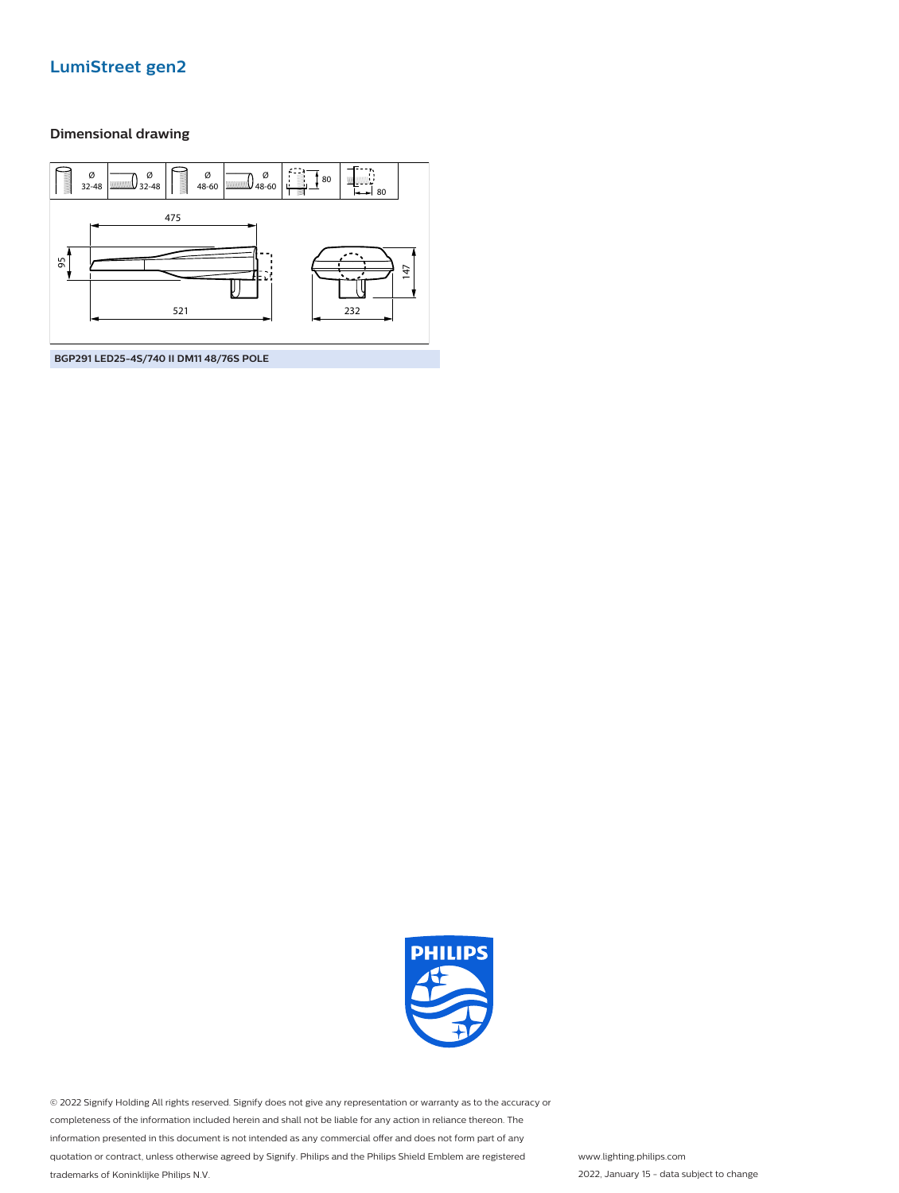## LumiStreet gen2

### Dimensional drawing

Ø 32-48
Ø 32-48
Ø 48-60
Ø 48-60
80
80

475
95
521
147
232

**BGP291 LED25-4S/740 II DM11 48/76S POLE**

© 2022 Signify Holding All rights reserved. Signify does not give any representation or warranty as to the accuracy or completeness of the information included herein and shall not be liable for any action in reliance thereon. The information presented in this document is not intended as any commercial offer and does not form part of any quotation or contract, unless otherwise agreed by Signify. Philips and the Philips Shield Emblem are registered trademarks of Koninklijke Philips N.V.

www.lighting.philips.com

2022, January 15 - data subject to change